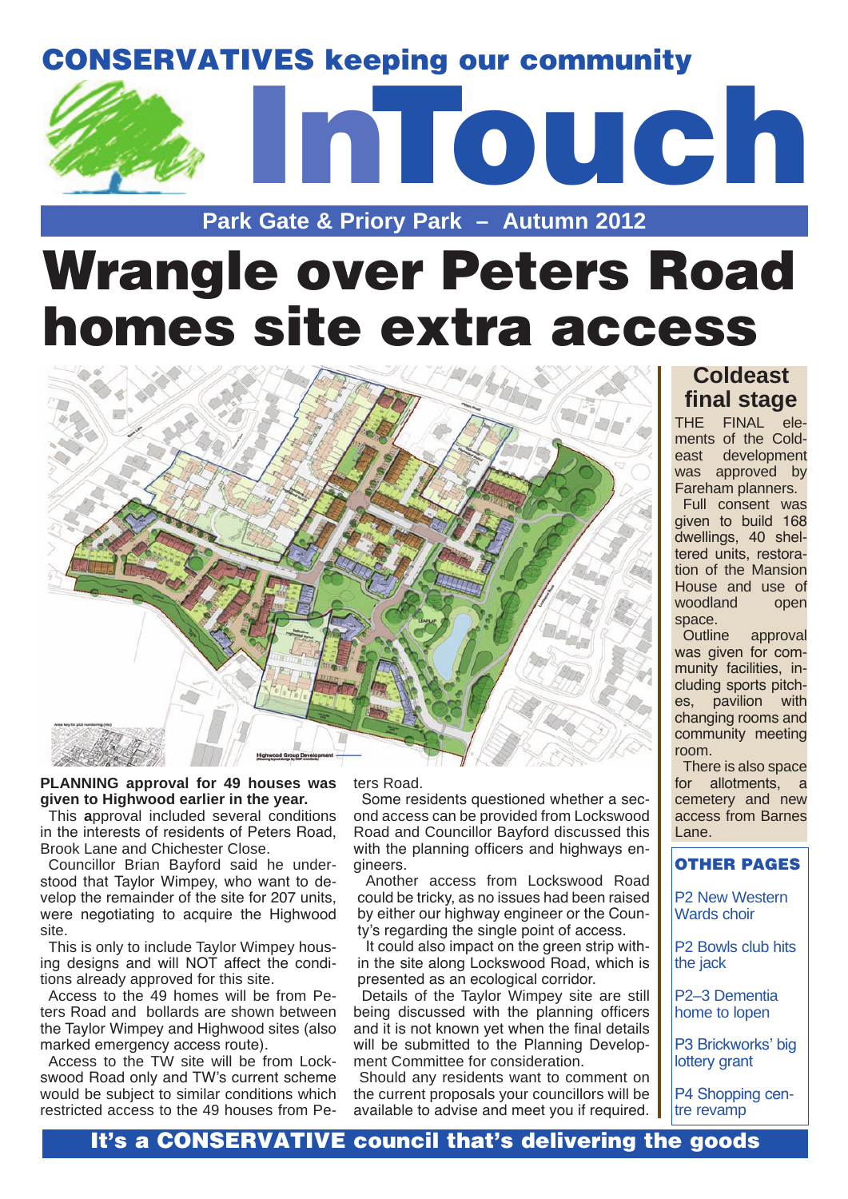CONSERVATIVES keeping our community

# InTouch

Park Gate & Priory Park – Autumn 2012

# Wrangle over Peters Road homes site extra access

**PLANNING approval for 49 houses was given to Highwood earlier in the year.**

This **a**pproval included several conditions in the interests of residents of Peters Road, Brook Lane and Chichester Close.

Councillor Brian Bayford said he understood that Taylor Wimpey, who want to develop the remainder of the site for 207 units, were negotiating to acquire the Highwood site.

This is only to include Taylor Wimpey housing designs and will NOT affect the conditions already approved for this site.

Access to the 49 homes will be from Peters Road and bollards are shown between the Taylor Wimpey and Highwood sites (also marked emergency access route).

Access to the TW site will be from Lockswood Road only and TW's current scheme would be subject to similar conditions which restricted access to the 49 houses from Peters Road.

Some residents questioned whether a second access can be provided from Lockswood Road and Councillor Bayford discussed this with the planning officers and highways engineers.

Another access from Lockswood Road could be tricky, as no issues had been raised by either our highway engineer or the County's regarding the single point of access.

It could also impact on the green strip within the site along Lockswood Road, which is presented as an ecological corridor.

Details of the Taylor Wimpey site are still being discussed with the planning officers and it is not known yet when the final details will be submitted to the Planning Development Committee for consideration.

Should any residents want to comment on the current proposals your councillors will be available to advise and meet you if required.

## Coldeast final stage

THE FINAL elements of the Coldeast development was approved by Fareham planners.

Full consent was given to build 168 dwellings, 40 sheltered units, restoration of the Mansion House and use of woodland open space.

Outline approval was given for community facilities, including sports pitches, pavilion with changing rooms and community meeting room.

There is also space for allotments, a cemetery and new access from Barnes Lane.

### OTHER PAGES

P2 New Western Wards choir

P2 Bowls club hits the jack

P2–3 Dementia home to lopen

P3 Brickworks' big lottery grant

P4 Shopping centre revamp

**It's a CONSERVATIVE council that's delivering the goods**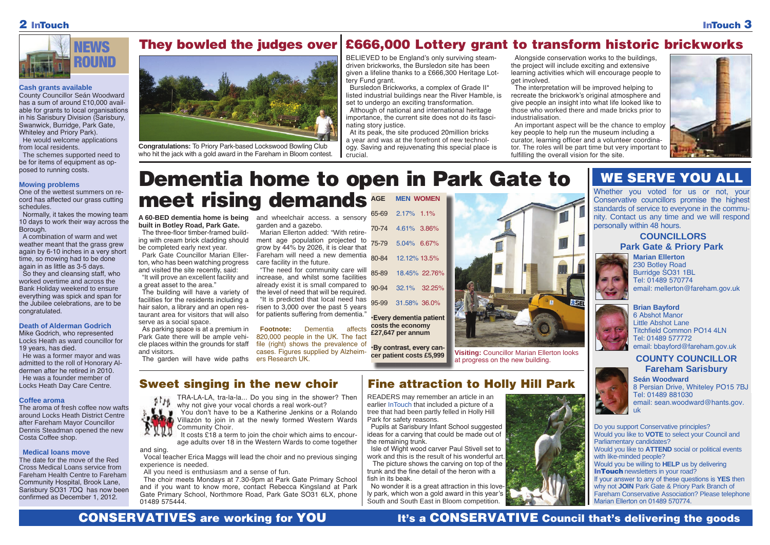# NEWS ROUND

### Cash grants available

County Councillor Seán Woodward has a sum of around £10,000 available for grants to local organisations in his Sarisbury Division (Sarisbury, Swanwick, Burridge, Park Gate, Whiteley and Priory Park).

He would welcome applications from local residents.

The schemes supported need to be for items of equipment as opposed to running costs.

### Mowing problems

One of the wettest summers on record has affected our grass cutting schedules.

Normally, it takes the mowing team 10 days to work their way across the Borough.

A combination of warm and wet weather meant that the grass grew again by 6-10 inches in a very short time, so mowing had to be done again in as little as 3-5 days.

So they and cleansing staff, who worked overtime and across the Bank Holiday weekend to ensure everything was spick and span for the Jubilee celebrations, are to be congratulated.

### Death of Alderman Godrich

Mike Godrich, who represented Locks Heath as ward councillor for 19 years, has died.

He was a former mayor and was admitted to the roll of Honorary Aldermen after he retired in 2010.

He was a founder member of Locks Heath Day Care Centre.

### Coffee aroma

The aroma of fresh coffee now wafts around Locks Heath District Centre after Fareham Mayor Councillor Dennis Steadman opened the new Costa Coffee shop.

### Medical loans move

The date for the move of the Red Cross Medical Loans service from Fareham Health Centre to Fareham Community Hospital, Brook Lane, Sarisbury SO31 7DQ has now been confirmed as December 1, 2012.

## They bowled the judges over

**Congratulations:** To Priory Park-based Lockswood Bowling Club who hit the jack with a gold award in the Fareham in Bloom contest.

## £666,000 Lottery grant to transform historic brickworks

BELIEVED to be England's only surviving steam-driven brickworks, the Bursledon site has been given a lifeline thanks to a £666,300 Heritage Lottery Fund grant.

Bursledon Brickworks, a complex of Grade II* listed industrial buildings near the River Hamble, is set to undergo an exciting transformation.

Although of national and international heritage importance, the current site does not do its fascinating story justice.

At its peak, the site produced 20million bricks a year and was at the forefront of new technology. Saving and rejuvenating this special place is crucial.

Alongside conservation works to the buildings, the project will include exciting and extensive learning activities which will encourage people to get involved.

The interpretation will be improved helping to recreate the brickwork's original atmosphere and give people an insight into what life looked like to those who worked there and made bricks prior to industrialisation.

An important aspect will be the chance to employ key people to help run the museum including a curator, learning officer and a volunteer coordinator. The roles will be part time but very important to fulfilling the overall vision for the site.

# Dementia home to open in Park Gate to meet rising demands

**A 60-BED dementia home is being built in Botley Road, Park Gate.**

The three-floor timber-framed building with cream brick cladding should be completed early next year.

Park Gate Councillor Marian Ellerton, who has been watching progress and visited the site recently, said:

"It will prove an excellent facility and a great asset to the area."

The building will have a variety of facilities for the residents including a hair salon, a library and an open restaurant area for visitors that will also serve as a social space.

As parking space is at a premium in Park Gate there will be ample vehicle places within the grounds for staff and visitors.

The garden will have wide paths and wheelchair access, a sensory garden and a gazebo.

Marian Ellerton added: "With retirement age population projected to grow by 44% by 2026, it is clear that Fareham will need a new dementia care facility in the future.

"The need for community care will increase, and whilst some facilities already exist it is small compared to the level of need that will be required.

"It is predicted that local need has risen to 3,000 over the past 5 years for patients suffering from dementia."

**Footnote:** Dementia affects 820,000 people in the UK. The fact file (right) shows the prevalence of cases. Figures supplied by Alzheimers Research UK.

| AGE | MEN | WOMEN |
|---|---|---|
| 65-69 | 2.17% | 1.1% |
| 70-74 | 4.61% | 3.86% |
| 75-79 | 5.04% | 6.67% |
| 80-84 | 12.12% | 13.5% |
| 85-89 | 18.45% | 22.76% |
| 90-94 | 32.1% | 32.25% |
| 95-99 | 31.58% | 36.0% |

- **Every dementia patient costs the economy £27,647 per annum**
- **By contrast, every cancer patient costs £5,999**

**Visiting:** Councillor Marian Ellerton looks at progress on the new building.

## WE SERVE YOU ALL

Whether you voted for us or not, your Conservative councillors promise the highest standards of service to everyone in the community. Contact us any time and we will respond personally within 48 hours.

### COUNCILLORS Park Gate & Priory Park

**Marian Ellerton**
230 Botley Road
Burridge SO31 1BL
Tel: 01489 570774
email: mellerton@fareham.gov.uk

**Brian Bayford**
6 Abshot Manor
Little Abshot Lane
Titchfield Common PO14 4LN
Tel: 01489 577772
email: bbayford@fareham.gov.uk

### COUNTY COUNCILLOR Fareham Sarisbury

**Seán Woodward**
8 Persian Drive, Whiteley PO15 7BJ
Tel: 01489 881030
email: sean.woodward@hants.gov.uk

Do you support Conservative principles?
Would you like to **VOTE** to select your Council and Parliamentary candidates?
Would you like to **ATTEND** social or political events with like-minded people?
Would you be willing to **HELP** us by delivering **InTouch** newsletters in your road?
If your answer to any of these questions is **YES** then why not **JOIN** Park Gate & Priory Park Branch of Fareham Conservative Association? Please telephone Marian Ellerton on 01489 570774.

## Sweet singing in the new choir

TRA-LA-LA, tra-la-la... Do you sing in the shower? Then why not give your vocal chords a real work-out?

You don't have to be a Katherine Jenkins or a Rolando Villazón to join in at the newly formed Western Wards Community Choir.

It costs £18 a term to join the choir which aims to encourage adults over 18 in the Western Wards to come together and sing.

Vocal teacher Erica Maggs will lead the choir and no previous singing experience is needed.

All you need is enthusiasm and a sense of fun.

The choir meets Mondays at 7.30-9pm at Park Gate Primary School and if you want to know more, contact Rebecca Kingsland at Park Gate Primary School, Northmore Road, Park Gate SO31 6LX, phone 01489 575444.

## Fine attraction to Holly Hill Park

READERS may remember an article in an earlier InTouch that included a picture of a tree that had been partly felled in Holly Hill Park for safety reasons.

Pupils at Sarisbury Infant School suggested ideas for a carving that could be made out of the remaining trunk.

Isle of Wight wood carver Paul Stivell set to work and this is the result of his wonderful art.

The picture shows the carving on top of the trunk and the fine detail of the heron with a fish in its beak.

No wonder it is a great attraction in this lovely park, which won a gold award in this year's South and South East in Bloom competition.

**CONSERVATIVES are working for YOU**

**It's a CONSERVATIVE Council that's delivering the goods**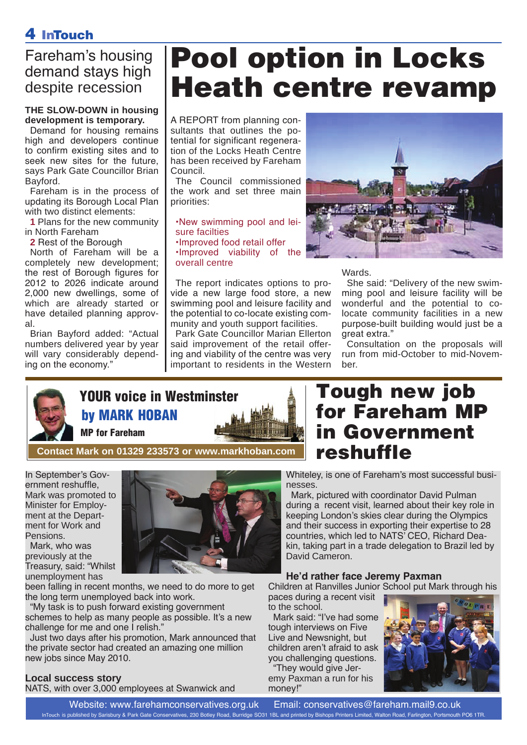## Fareham's housing demand stays high despite recession

**THE SLOW-DOWN in housing development is temporary.**

Demand for housing remains high and developers continue to confirm existing sites and to seek new sites for the future, says Park Gate Councillor Brian Bayford.

Fareham is in the process of updating its Borough Local Plan with two distinct elements:

**1** Plans for the new community in North Fareham

**2** Rest of the Borough

North of Fareham will be a completely new development; the rest of Borough figures for 2012 to 2026 indicate around 2,000 new dwellings, some of which are already started or have detailed planning approval.

Brian Bayford added: "Actual numbers delivered year by year will vary considerably depending on the economy."

# Pool option in Locks Heath centre revamp

A REPORT from planning consultants that outlines the potential for significant regeneration of the Locks Heath Centre has been received by Fareham Council.

The Council commissioned the work and set three main priorities:

- •New swimming pool and leisure facilties
- •Improved food retail offer
- •Improved viability of the overall centre

The report indicates options to provide a new large food store, a new swimming pool and leisure facility and the potential to co-locate existing community and youth support facilities.

Park Gate Councillor Marian Ellerton said improvement of the retail offering and viability of the centre was very important to residents in the Western Wards.

She said: "Delivery of the new swimming pool and leisure facility will be wonderful and the potential to co-locate community facilities in a new purpose-built building would just be a great extra."

Consultation on the proposals will run from mid-October to mid-November.

**YOUR voice in Westminster**
**by MARK HOBAN**
**MP for Fareham**

**Contact Mark on 01329 233573 or www.markhoban.com**

# Tough new job for Fareham MP in Government reshuffle

In September's Government reshuffle, Mark was promoted to Minister for Employment at the Department for Work and Pensions.

Mark, who was previously at the Treasury, said: "Whilst unemployment has been falling in recent months, we need to do more to get the long term unemployed back into work.

"My task is to push forward existing government schemes to help as many people as possible. It's a new challenge for me and one I relish."

Just two days after his promotion, Mark announced that the private sector had created an amazing one million new jobs since May 2010.

### Local success story

NATS, with over 3,000 employees at Swanwick and Whiteley, is one of Fareham's most successful businesses.

Mark, pictured with coordinator David Pulman during a recent visit, learned about their key role in keeping London's skies clear during the Olympics and their success in exporting their expertise to 28 countries, which led to NATS' CEO, Richard Deakin, taking part in a trade delegation to Brazil led by David Cameron.

### He'd rather face Jeremy Paxman

Children at Ranvilles Junior School put Mark through his paces during a recent visit to the school.

Mark said: "I've had some tough interviews on Five Live and Newsnight, but children aren't afraid to ask you challenging questions.

"They would give Jeremy Paxman a run for his money!"

Website: www.farehamconservatives.org.uk Email: conservatives@fareham.mail9.co.uk

InTouch is published by Sarisbury & Park Gate Conservatives, 230 Botley Road, Burridge SO31 1BL and printed by Bishops Printers Limited, Walton Road, Farlington, Portsmouth PO6 1TR.